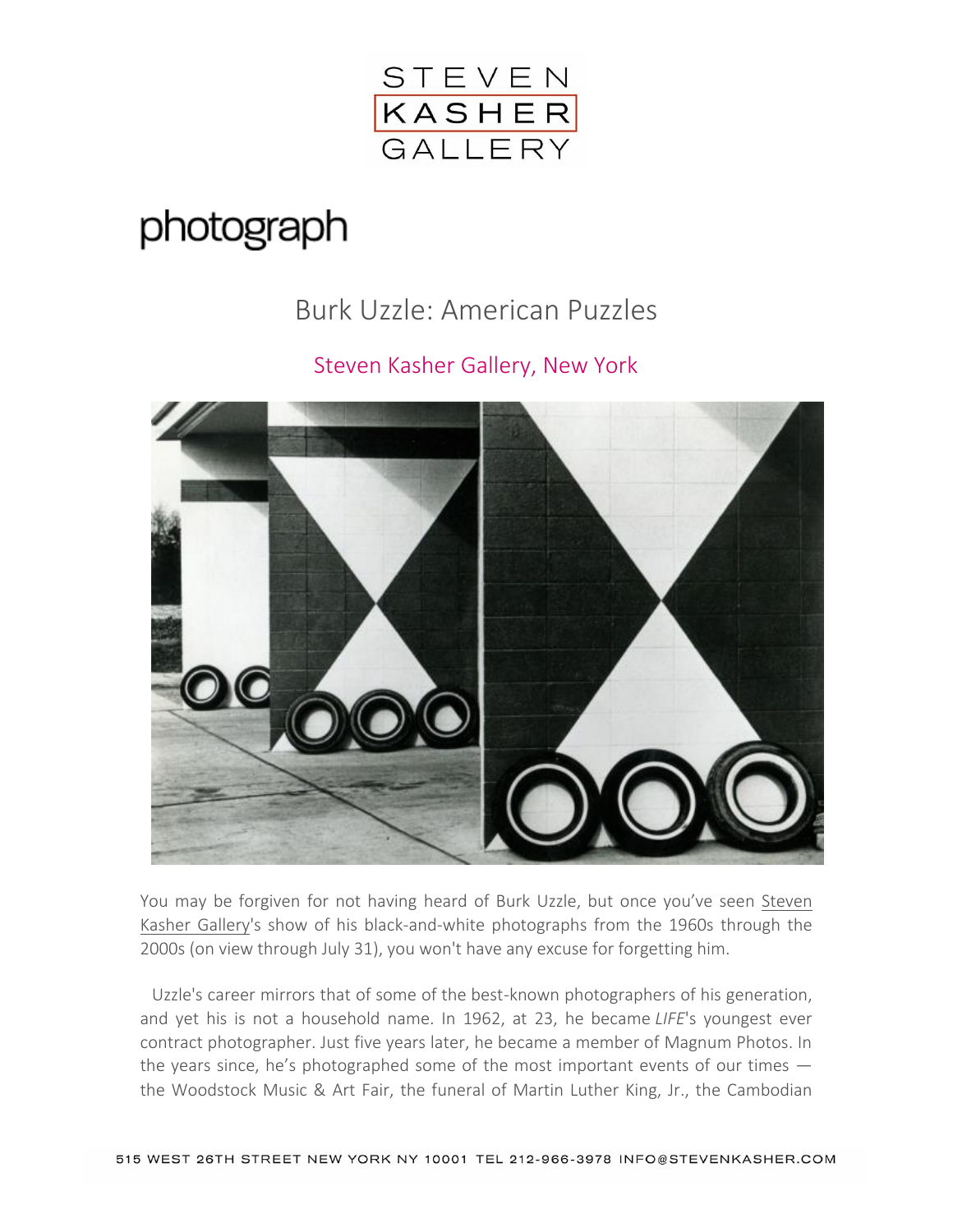photograph

# Burk Uzzle: American Puzzles

## Steven Kasher Gallery, New York

You may be forgiven for not having heard of Burk Uzzle, but once you've seen Steven Kasher Gallery's show of his black-and-white photographs from the 1960s through the 2000s (on view through July 31), you won't have any excuse for forgetting him.

Uzzle's career mirrors that of some of the best-known photographers of his generation, and yet his is not a household name. In 1962, at 23, he became *LIFE*'s youngest ever contract photographer. Just five years later, he became a member of Magnum Photos. In the years since, he's photographed some of the most important events of our times — the Woodstock Music & Art Fair, the funeral of Martin Luther King, Jr., the Cambodian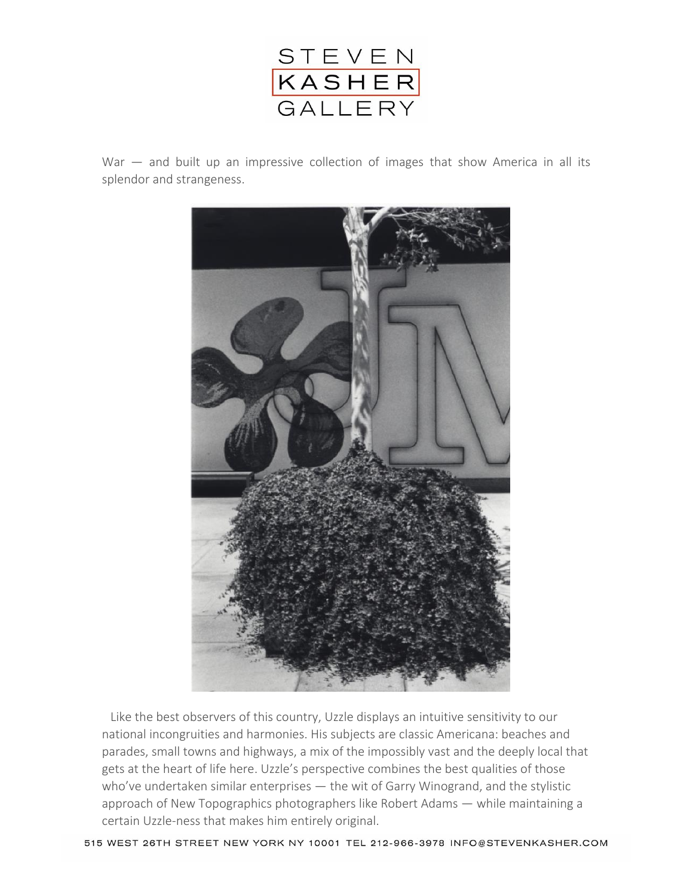War — and built up an impressive collection of images that show America in all its splendor and strangeness.

Like the best observers of this country, Uzzle displays an intuitive sensitivity to our national incongruities and harmonies. His subjects are classic Americana: beaches and parades, small towns and highways, a mix of the impossibly vast and the deeply local that gets at the heart of life here. Uzzle's perspective combines the best qualities of those who've undertaken similar enterprises — the wit of Garry Winogrand, and the stylistic approach of New Topographics photographers like Robert Adams — while maintaining a certain Uzzle-ness that makes him entirely original.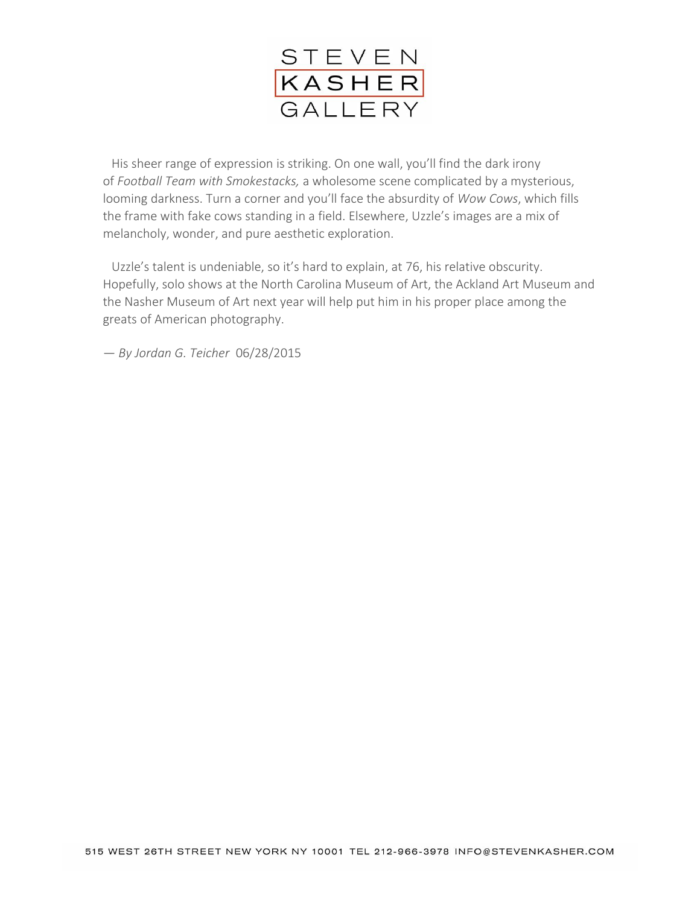His sheer range of expression is striking. On one wall, you'll find the dark irony of *Football Team with Smokestacks,* a wholesome scene complicated by a mysterious, looming darkness. Turn a corner and you'll face the absurdity of *Wow Cows*, which fills the frame with fake cows standing in a field. Elsewhere, Uzzle's images are a mix of melancholy, wonder, and pure aesthetic exploration.

Uzzle's talent is undeniable, so it's hard to explain, at 76, his relative obscurity. Hopefully, solo shows at the North Carolina Museum of Art, the Ackland Art Museum and the Nasher Museum of Art next year will help put him in his proper place among the greats of American photography.

*— By Jordan G. Teicher* 06/28/2015